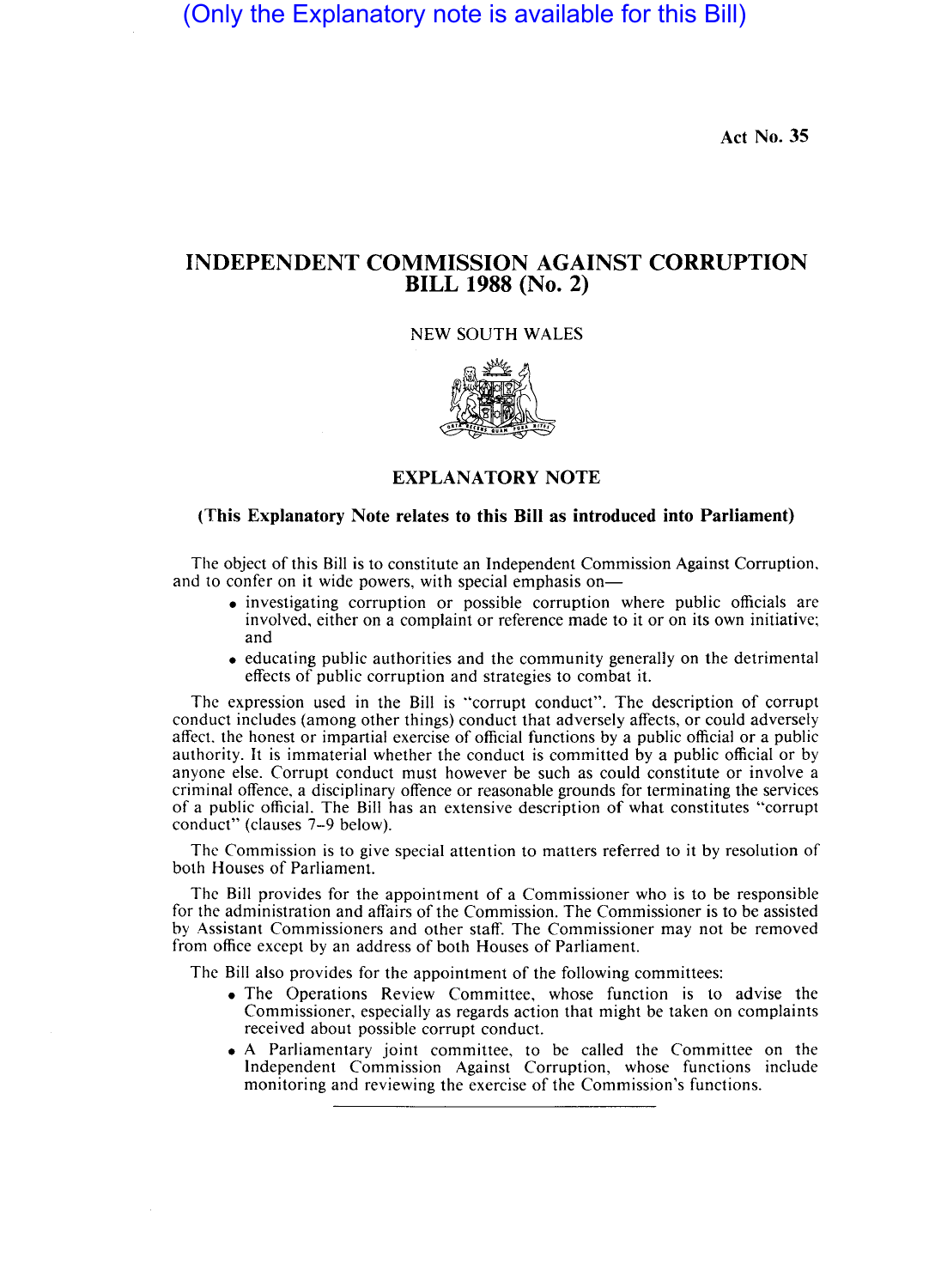(Only the Explanatory note is available for this Bill)

Act No. 35

# INDEPENDENT COMMISSION AGAINST CORRUPTION BILL 1988 (No. 2)

NEW SOUTH WALES

## EXPLANATORY NOTE

**(This Explanatory Note relates to this Bill as introduced into Parliament)**

The object of this Bill is to constitute an Independent Commission Against Corruption, and to confer on it wide powers, with special emphasis on—

- investigating corruption or possible corruption where public officials are involved, either on a complaint or reference made to it or on its own initiative; and
- educating public authorities and the community generally on the detrimental effects of public corruption and strategies to combat it.

The expression used in the Bill is "corrupt conduct". The description of corrupt conduct includes (among other things) conduct that adversely affects, or could adversely affect, the honest or impartial exercise of official functions by a public official or a public authority. It is immaterial whether the conduct is committed by a public official or by anyone else. Corrupt conduct must however be such as could constitute or involve a criminal offence, a disciplinary offence or reasonable grounds for terminating the services of a public official. The Bill has an extensive description of what constitutes "corrupt conduct" (clauses 7–9 below).

The Commission is to give special attention to matters referred to it by resolution of both Houses of Parliament.

The Bill provides for the appointment of a Commissioner who is to be responsible for the administration and affairs of the Commission. The Commissioner is to be assisted by Assistant Commissioners and other staff. The Commissioner may not be removed from office except by an address of both Houses of Parliament.

The Bill also provides for the appointment of the following committees:

- The Operations Review Committee, whose function is to advise the Commissioner, especially as regards action that might be taken on complaints received about possible corrupt conduct.
- A Parliamentary joint committee, to be called the Committee on the Independent Commission Against Corruption, whose functions include monitoring and reviewing the exercise of the Commission's functions.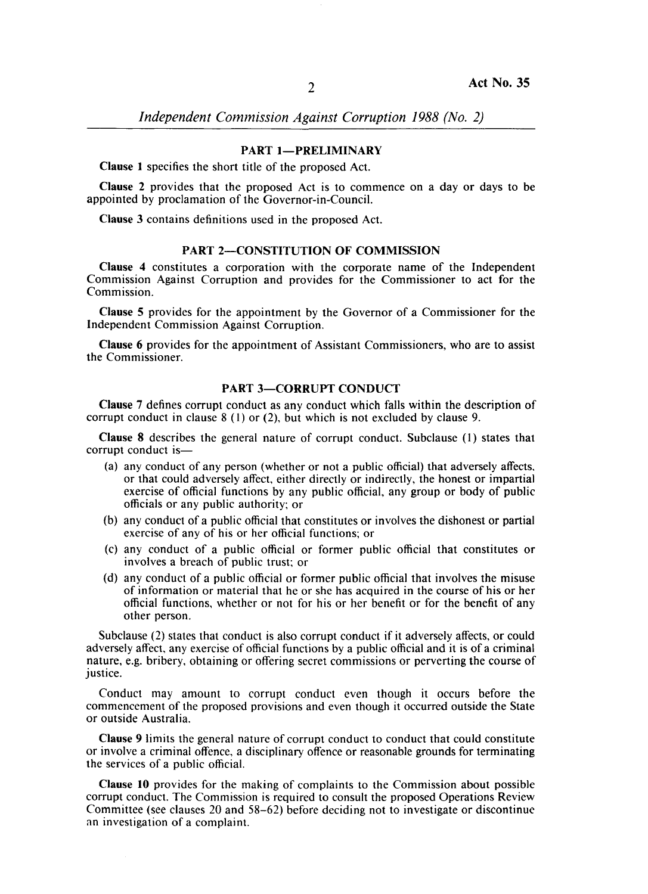## PART 1—PRELIMINARY

**Clause 1** specifies the short title of the proposed Act.

**Clause 2** provides that the proposed Act is to commence on a day or days to be appointed by proclamation of the Governor-in-Council.

**Clause 3** contains definitions used in the proposed Act.

## PART 2—CONSTITUTION OF COMMISSION

**Clause 4** constitutes a corporation with the corporate name of the Independent Commission Against Corruption and provides for the Commissioner to act for the Commission.

**Clause 5** provides for the appointment by the Governor of a Commissioner for the Independent Commission Against Corruption.

**Clause 6** provides for the appointment of Assistant Commissioners, who are to assist the Commissioner.

## PART 3—CORRUPT CONDUCT

**Clause 7** defines corrupt conduct as any conduct which falls within the description of corrupt conduct in clause 8 (1) or (2), but which is not excluded by clause 9.

**Clause 8** describes the general nature of corrupt conduct. Subclause (1) states that corrupt conduct is—

- (a) any conduct of any person (whether or not a public official) that adversely affects, or that could adversely affect, either directly or indirectly, the honest or impartial exercise of official functions by any public official, any group or body of public officials or any public authority; or
- (b) any conduct of a public official that constitutes or involves the dishonest or partial exercise of any of his or her official functions; or
- (c) any conduct of a public official or former public official that constitutes or involves a breach of public trust; or
- (d) any conduct of a public official or former public official that involves the misuse of information or material that he or she has acquired in the course of his or her official functions, whether or not for his or her benefit or for the benefit of any other person.

Subclause (2) states that conduct is also corrupt conduct if it adversely affects, or could adversely affect, any exercise of official functions by a public official and it is of a criminal nature, e.g. bribery, obtaining or offering secret commissions or perverting the course of justice.

Conduct may amount to corrupt conduct even though it occurs before the commencement of the proposed provisions and even though it occurred outside the State or outside Australia.

**Clause 9** limits the general nature of corrupt conduct to conduct that could constitute or involve a criminal offence, a disciplinary offence or reasonable grounds for terminating the services of a public official.

**Clause 10** provides for the making of complaints to the Commission about possible corrupt conduct. The Commission is required to consult the proposed Operations Review Committee (see clauses 20 and 58–62) before deciding not to investigate or discontinue an investigation of a complaint.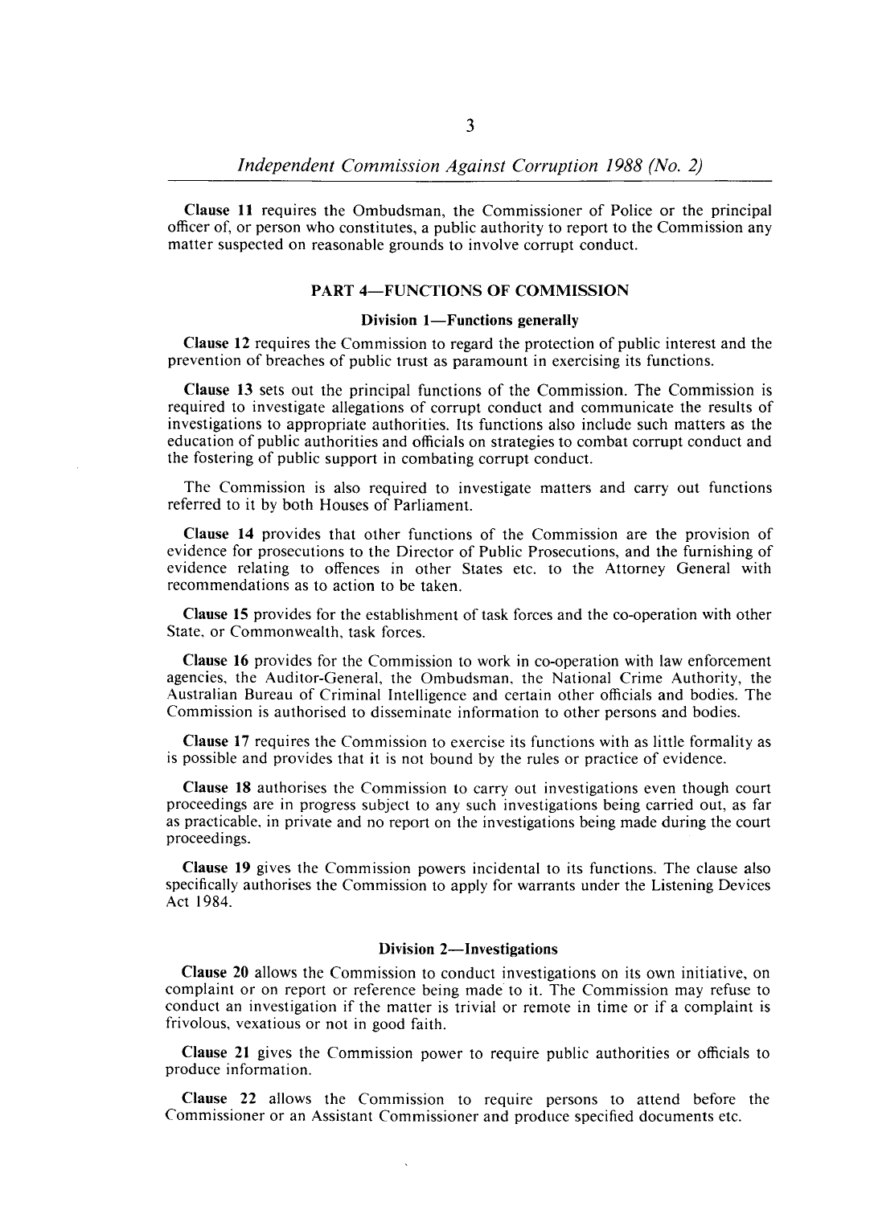**Clause 11** requires the Ombudsman, the Commissioner of Police or the principal officer of, or person who constitutes, a public authority to report to the Commission any matter suspected on reasonable grounds to involve corrupt conduct.

## PART 4—FUNCTIONS OF COMMISSION

### Division 1—Functions generally

**Clause 12** requires the Commission to regard the protection of public interest and the prevention of breaches of public trust as paramount in exercising its functions.

**Clause 13** sets out the principal functions of the Commission. The Commission is required to investigate allegations of corrupt conduct and communicate the results of investigations to appropriate authorities. Its functions also include such matters as the education of public authorities and officials on strategies to combat corrupt conduct and the fostering of public support in combating corrupt conduct.

The Commission is also required to investigate matters and carry out functions referred to it by both Houses of Parliament.

**Clause 14** provides that other functions of the Commission are the provision of evidence for prosecutions to the Director of Public Prosecutions, and the furnishing of evidence relating to offences in other States etc. to the Attorney General with recommendations as to action to be taken.

**Clause 15** provides for the establishment of task forces and the co-operation with other State, or Commonwealth, task forces.

**Clause 16** provides for the Commission to work in co-operation with law enforcement agencies, the Auditor-General, the Ombudsman, the National Crime Authority, the Australian Bureau of Criminal Intelligence and certain other officials and bodies. The Commission is authorised to disseminate information to other persons and bodies.

**Clause 17** requires the Commission to exercise its functions with as little formality as is possible and provides that it is not bound by the rules or practice of evidence.

**Clause 18** authorises the Commission to carry out investigations even though court proceedings are in progress subject to any such investigations being carried out, as far as practicable, in private and no report on the investigations being made during the court proceedings.

**Clause 19** gives the Commission powers incidental to its functions. The clause also specifically authorises the Commission to apply for warrants under the Listening Devices Act 1984.

### Division 2—Investigations

**Clause 20** allows the Commission to conduct investigations on its own initiative, on complaint or on report or reference being made to it. The Commission may refuse to conduct an investigation if the matter is trivial or remote in time or if a complaint is frivolous, vexatious or not in good faith.

**Clause 21** gives the Commission power to require public authorities or officials to produce information.

**Clause 22** allows the Commission to require persons to attend before the Commissioner or an Assistant Commissioner and produce specified documents etc.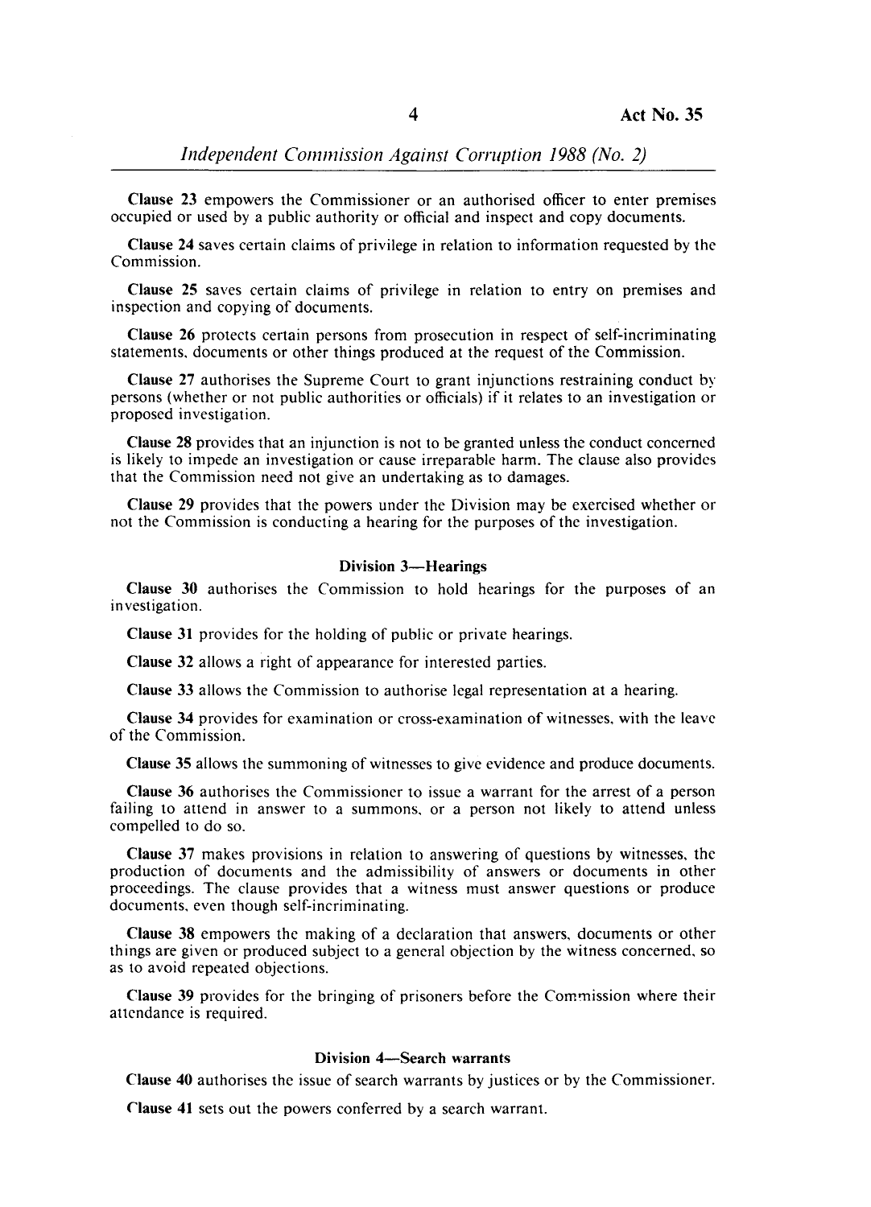**Clause 23** empowers the Commissioner or an authorised officer to enter premises occupied or used by a public authority or official and inspect and copy documents.

**Clause 24** saves certain claims of privilege in relation to information requested by the Commission.

**Clause 25** saves certain claims of privilege in relation to entry on premises and inspection and copying of documents.

**Clause 26** protects certain persons from prosecution in respect of self-incriminating statements, documents or other things produced at the request of the Commission.

**Clause 27** authorises the Supreme Court to grant injunctions restraining conduct by persons (whether or not public authorities or officials) if it relates to an investigation or proposed investigation.

**Clause 28** provides that an injunction is not to be granted unless the conduct concerned is likely to impede an investigation or cause irreparable harm. The clause also provides that the Commission need not give an undertaking as to damages.

**Clause 29** provides that the powers under the Division may be exercised whether or not the Commission is conducting a hearing for the purposes of the investigation.

### Division 3—Hearings

**Clause 30** authorises the Commission to hold hearings for the purposes of an investigation.

**Clause 31** provides for the holding of public or private hearings.

**Clause 32** allows a right of appearance for interested parties.

**Clause 33** allows the Commission to authorise legal representation at a hearing.

**Clause 34** provides for examination or cross-examination of witnesses, with the leave of the Commission.

**Clause 35** allows the summoning of witnesses to give evidence and produce documents.

**Clause 36** authorises the Commissioner to issue a warrant for the arrest of a person failing to attend in answer to a summons, or a person not likely to attend unless compelled to do so.

**Clause 37** makes provisions in relation to answering of questions by witnesses, the production of documents and the admissibility of answers or documents in other proceedings. The clause provides that a witness must answer questions or produce documents, even though self-incriminating.

**Clause 38** empowers the making of a declaration that answers, documents or other things are given or produced subject to a general objection by the witness concerned, so as to avoid repeated objections.

**Clause 39** provides for the bringing of prisoners before the Commission where their attendance is required.

### Division 4—Search warrants

**Clause 40** authorises the issue of search warrants by justices or by the Commissioner.

**Clause 41** sets out the powers conferred by a search warrant.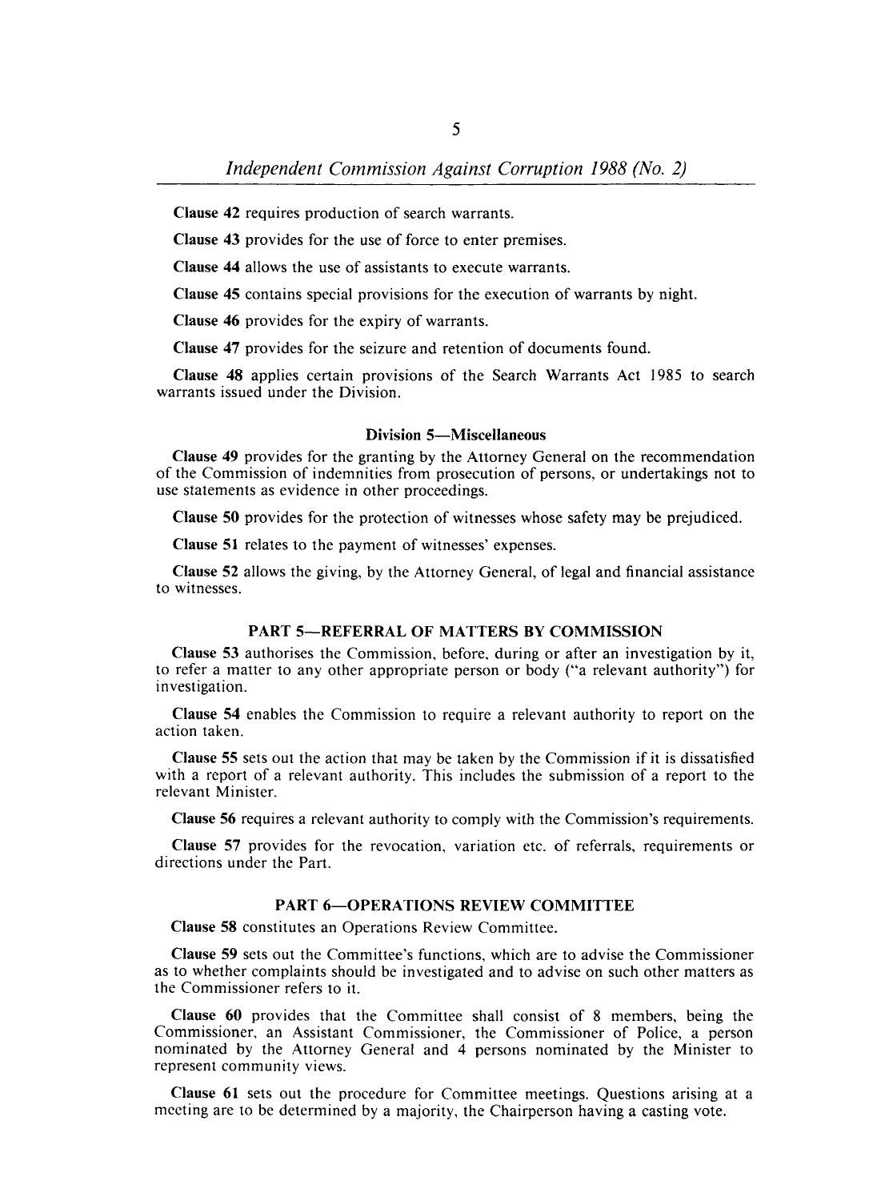**Clause 42** requires production of search warrants.

**Clause 43** provides for the use of force to enter premises.

**Clause 44** allows the use of assistants to execute warrants.

**Clause 45** contains special provisions for the execution of warrants by night.

**Clause 46** provides for the expiry of warrants.

**Clause 47** provides for the seizure and retention of documents found.

**Clause 48** applies certain provisions of the Search Warrants Act 1985 to search warrants issued under the Division.

### Division 5—Miscellaneous

**Clause 49** provides for the granting by the Attorney General on the recommendation of the Commission of indemnities from prosecution of persons, or undertakings not to use statements as evidence in other proceedings.

**Clause 50** provides for the protection of witnesses whose safety may be prejudiced.

**Clause 51** relates to the payment of witnesses' expenses.

**Clause 52** allows the giving, by the Attorney General, of legal and financial assistance to witnesses.

## PART 5—REFERRAL OF MATTERS BY COMMISSION

**Clause 53** authorises the Commission, before, during or after an investigation by it, to refer a matter to any other appropriate person or body ("a relevant authority") for investigation.

**Clause 54** enables the Commission to require a relevant authority to report on the action taken.

**Clause 55** sets out the action that may be taken by the Commission if it is dissatisfied with a report of a relevant authority. This includes the submission of a report to the relevant Minister.

**Clause 56** requires a relevant authority to comply with the Commission's requirements.

**Clause 57** provides for the revocation, variation etc. of referrals, requirements or directions under the Part.

## PART 6—OPERATIONS REVIEW COMMITTEE

**Clause 58** constitutes an Operations Review Committee.

**Clause 59** sets out the Committee's functions, which are to advise the Commissioner as to whether complaints should be investigated and to advise on such other matters as the Commissioner refers to it.

**Clause 60** provides that the Committee shall consist of 8 members, being the Commissioner, an Assistant Commissioner, the Commissioner of Police, a person nominated by the Attorney General and 4 persons nominated by the Minister to represent community views.

**Clause 61** sets out the procedure for Committee meetings. Questions arising at a meeting are to be determined by a majority, the Chairperson having a casting vote.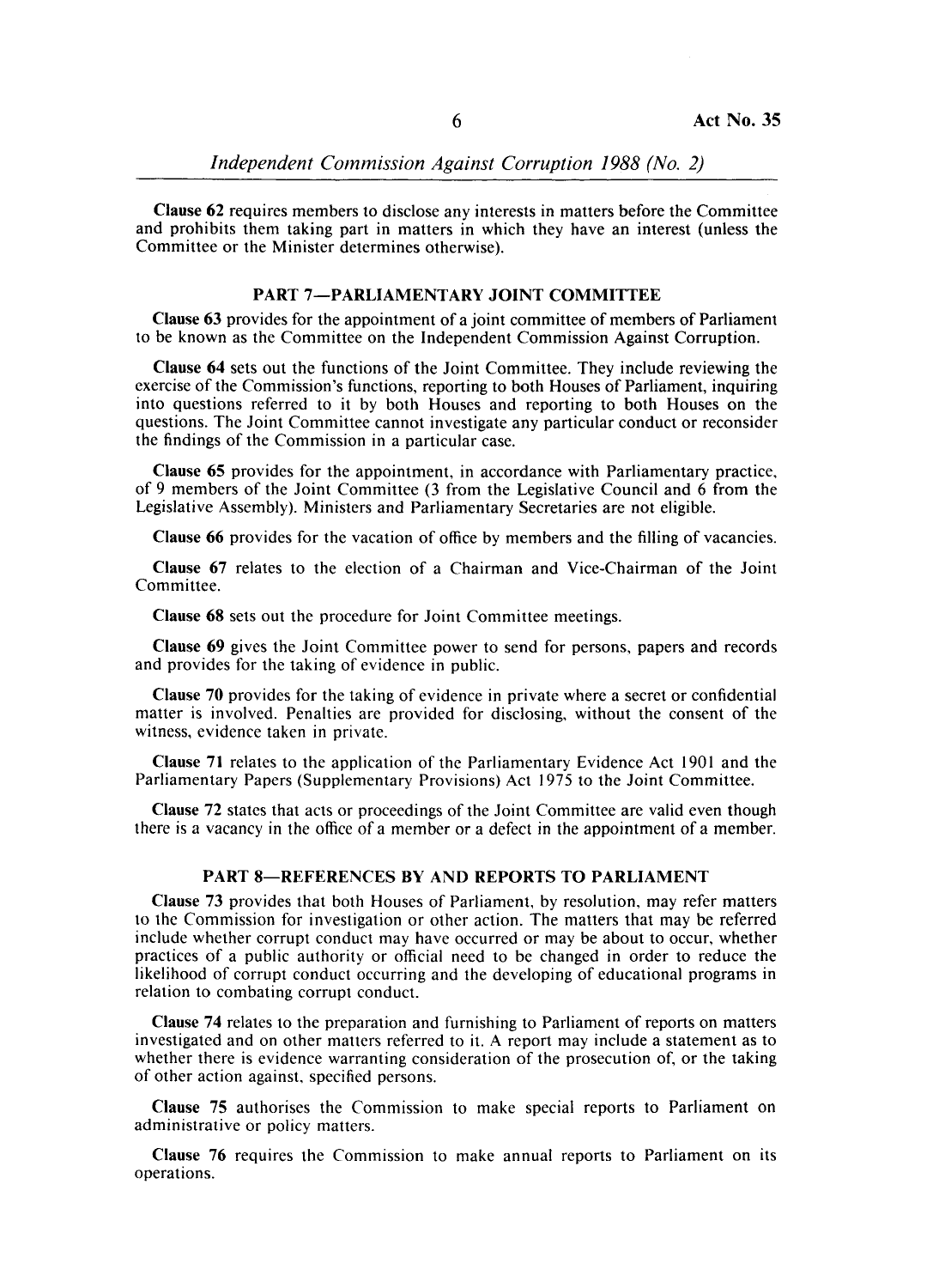**Clause 62** requires members to disclose any interests in matters before the Committee and prohibits them taking part in matters in which they have an interest (unless the Committee or the Minister determines otherwise).

## PART 7—PARLIAMENTARY JOINT COMMITTEE

**Clause 63** provides for the appointment of a joint committee of members of Parliament to be known as the Committee on the Independent Commission Against Corruption.

**Clause 64** sets out the functions of the Joint Committee. They include reviewing the exercise of the Commission's functions, reporting to both Houses of Parliament, inquiring into questions referred to it by both Houses and reporting to both Houses on the questions. The Joint Committee cannot investigate any particular conduct or reconsider the findings of the Commission in a particular case.

**Clause 65** provides for the appointment, in accordance with Parliamentary practice, of 9 members of the Joint Committee (3 from the Legislative Council and 6 from the Legislative Assembly). Ministers and Parliamentary Secretaries are not eligible.

**Clause 66** provides for the vacation of office by members and the filling of vacancies.

**Clause 67** relates to the election of a Chairman and Vice-Chairman of the Joint Committee.

**Clause 68** sets out the procedure for Joint Committee meetings.

**Clause 69** gives the Joint Committee power to send for persons, papers and records and provides for the taking of evidence in public.

**Clause 70** provides for the taking of evidence in private where a secret or confidential matter is involved. Penalties are provided for disclosing, without the consent of the witness, evidence taken in private.

**Clause 71** relates to the application of the Parliamentary Evidence Act 1901 and the Parliamentary Papers (Supplementary Provisions) Act 1975 to the Joint Committee.

**Clause 72** states that acts or proceedings of the Joint Committee are valid even though there is a vacancy in the office of a member or a defect in the appointment of a member.

## PART 8—REFERENCES BY AND REPORTS TO PARLIAMENT

**Clause 73** provides that both Houses of Parliament, by resolution, may refer matters to the Commission for investigation or other action. The matters that may be referred include whether corrupt conduct may have occurred or may be about to occur, whether practices of a public authority or official need to be changed in order to reduce the likelihood of corrupt conduct occurring and the developing of educational programs in relation to combating corrupt conduct.

**Clause 74** relates to the preparation and furnishing to Parliament of reports on matters investigated and on other matters referred to it. A report may include a statement as to whether there is evidence warranting consideration of the prosecution of, or the taking of other action against, specified persons.

**Clause 75** authorises the Commission to make special reports to Parliament on administrative or policy matters.

**Clause 76** requires the Commission to make annual reports to Parliament on its operations.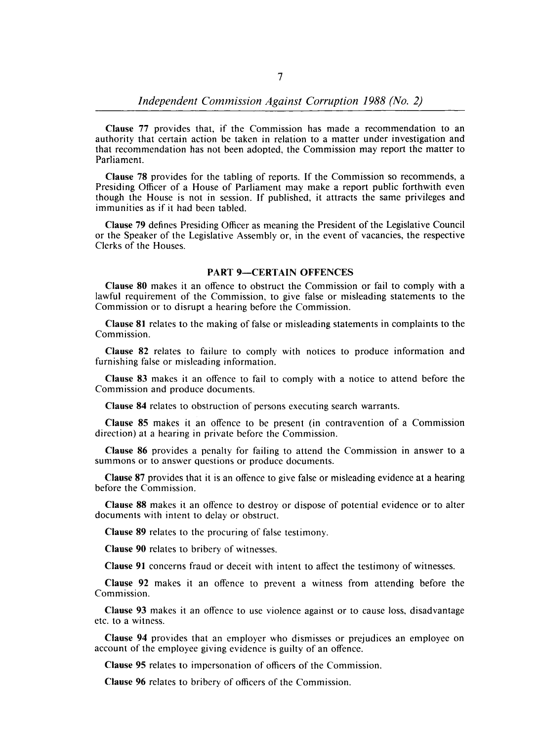**Clause 77** provides that, if the Commission has made a recommendation to an authority that certain action be taken in relation to a matter under investigation and that recommendation has not been adopted, the Commission may report the matter to Parliament.

**Clause 78** provides for the tabling of reports. If the Commission so recommends, a Presiding Officer of a House of Parliament may make a report public forthwith even though the House is not in session. If published, it attracts the same privileges and immunities as if it had been tabled.

**Clause 79** defines Presiding Officer as meaning the President of the Legislative Council or the Speaker of the Legislative Assembly or, in the event of vacancies, the respective Clerks of the Houses.

## PART 9—CERTAIN OFFENCES

**Clause 80** makes it an offence to obstruct the Commission or fail to comply with a lawful requirement of the Commission, to give false or misleading statements to the Commission or to disrupt a hearing before the Commission.

**Clause 81** relates to the making of false or misleading statements in complaints to the Commission.

**Clause 82** relates to failure to comply with notices to produce information and furnishing false or misleading information.

**Clause 83** makes it an offence to fail to comply with a notice to attend before the Commission and produce documents.

**Clause 84** relates to obstruction of persons executing search warrants.

**Clause 85** makes it an offence to be present (in contravention of a Commission direction) at a hearing in private before the Commission.

**Clause 86** provides a penalty for failing to attend the Commission in answer to a summons or to answer questions or produce documents.

**Clause 87** provides that it is an offence to give false or misleading evidence at a hearing before the Commission.

**Clause 88** makes it an offence to destroy or dispose of potential evidence or to alter documents with intent to delay or obstruct.

**Clause 89** relates to the procuring of false testimony.

**Clause 90** relates to bribery of witnesses.

**Clause 91** concerns fraud or deceit with intent to affect the testimony of witnesses.

**Clause 92** makes it an offence to prevent a witness from attending before the Commission.

**Clause 93** makes it an offence to use violence against or to cause loss, disadvantage etc. to a witness.

**Clause 94** provides that an employer who dismisses or prejudices an employee on account of the employee giving evidence is guilty of an offence.

**Clause 95** relates to impersonation of officers of the Commission.

**Clause 96** relates to bribery of officers of the Commission.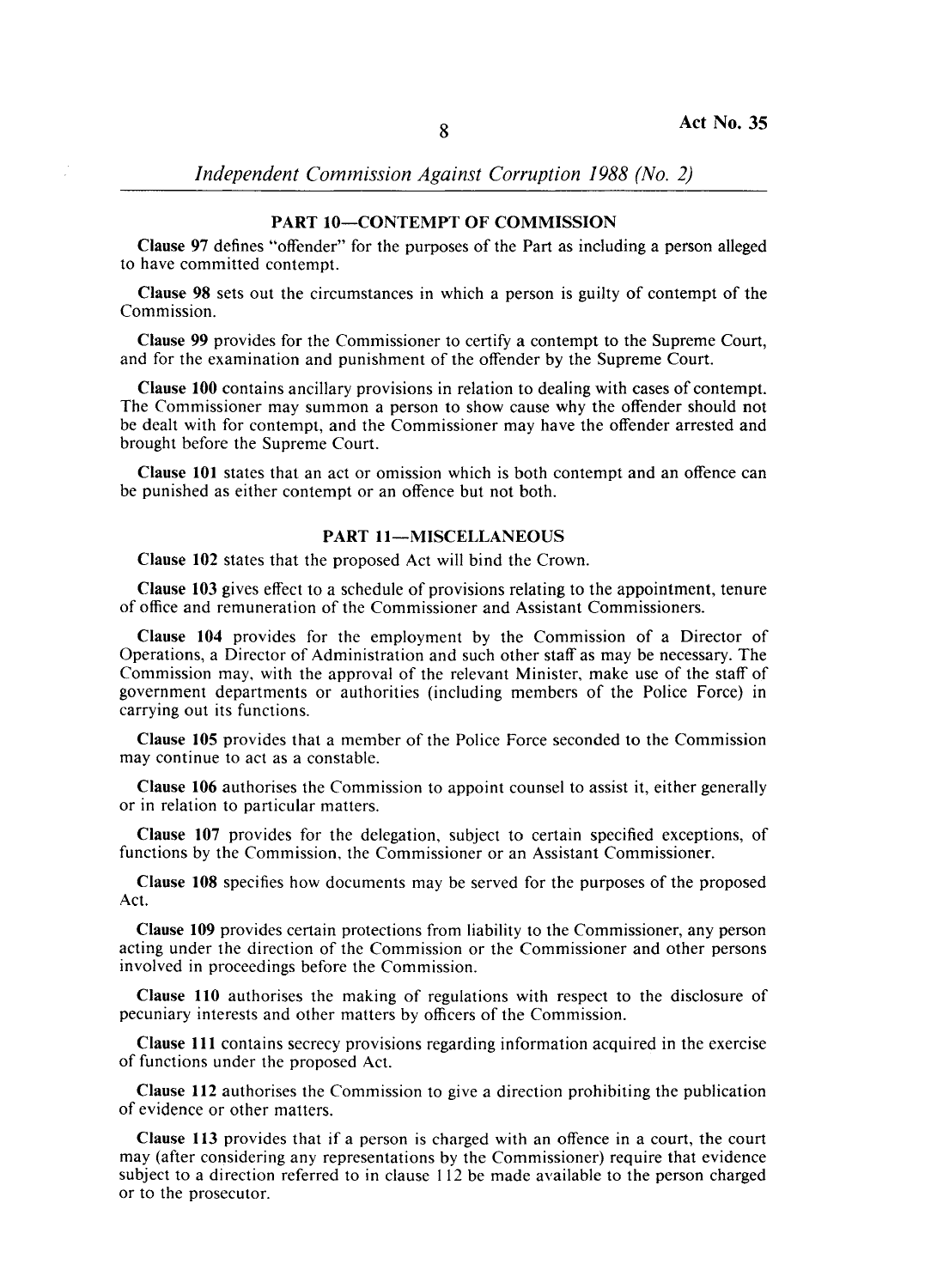## PART 10—CONTEMPT OF COMMISSION

**Clause 97** defines "offender" for the purposes of the Part as including a person alleged to have committed contempt.

**Clause 98** sets out the circumstances in which a person is guilty of contempt of the Commission.

**Clause 99** provides for the Commissioner to certify a contempt to the Supreme Court, and for the examination and punishment of the offender by the Supreme Court.

**Clause 100** contains ancillary provisions in relation to dealing with cases of contempt. The Commissioner may summon a person to show cause why the offender should not be dealt with for contempt, and the Commissioner may have the offender arrested and brought before the Supreme Court.

**Clause 101** states that an act or omission which is both contempt and an offence can be punished as either contempt or an offence but not both.

## PART 11—MISCELLANEOUS

**Clause 102** states that the proposed Act will bind the Crown.

**Clause 103** gives effect to a schedule of provisions relating to the appointment, tenure of office and remuneration of the Commissioner and Assistant Commissioners.

**Clause 104** provides for the employment by the Commission of a Director of Operations, a Director of Administration and such other staff as may be necessary. The Commission may, with the approval of the relevant Minister, make use of the staff of government departments or authorities (including members of the Police Force) in carrying out its functions.

**Clause 105** provides that a member of the Police Force seconded to the Commission may continue to act as a constable.

**Clause 106** authorises the Commission to appoint counsel to assist it, either generally or in relation to particular matters.

**Clause 107** provides for the delegation, subject to certain specified exceptions, of functions by the Commission, the Commissioner or an Assistant Commissioner.

**Clause 108** specifies how documents may be served for the purposes of the proposed Act.

**Clause 109** provides certain protections from liability to the Commissioner, any person acting under the direction of the Commission or the Commissioner and other persons involved in proceedings before the Commission.

**Clause 110** authorises the making of regulations with respect to the disclosure of pecuniary interests and other matters by officers of the Commission.

**Clause 111** contains secrecy provisions regarding information acquired in the exercise of functions under the proposed Act.

**Clause 112** authorises the Commission to give a direction prohibiting the publication of evidence or other matters.

**Clause 113** provides that if a person is charged with an offence in a court, the court may (after considering any representations by the Commissioner) require that evidence subject to a direction referred to in clause 112 be made available to the person charged or to the prosecutor.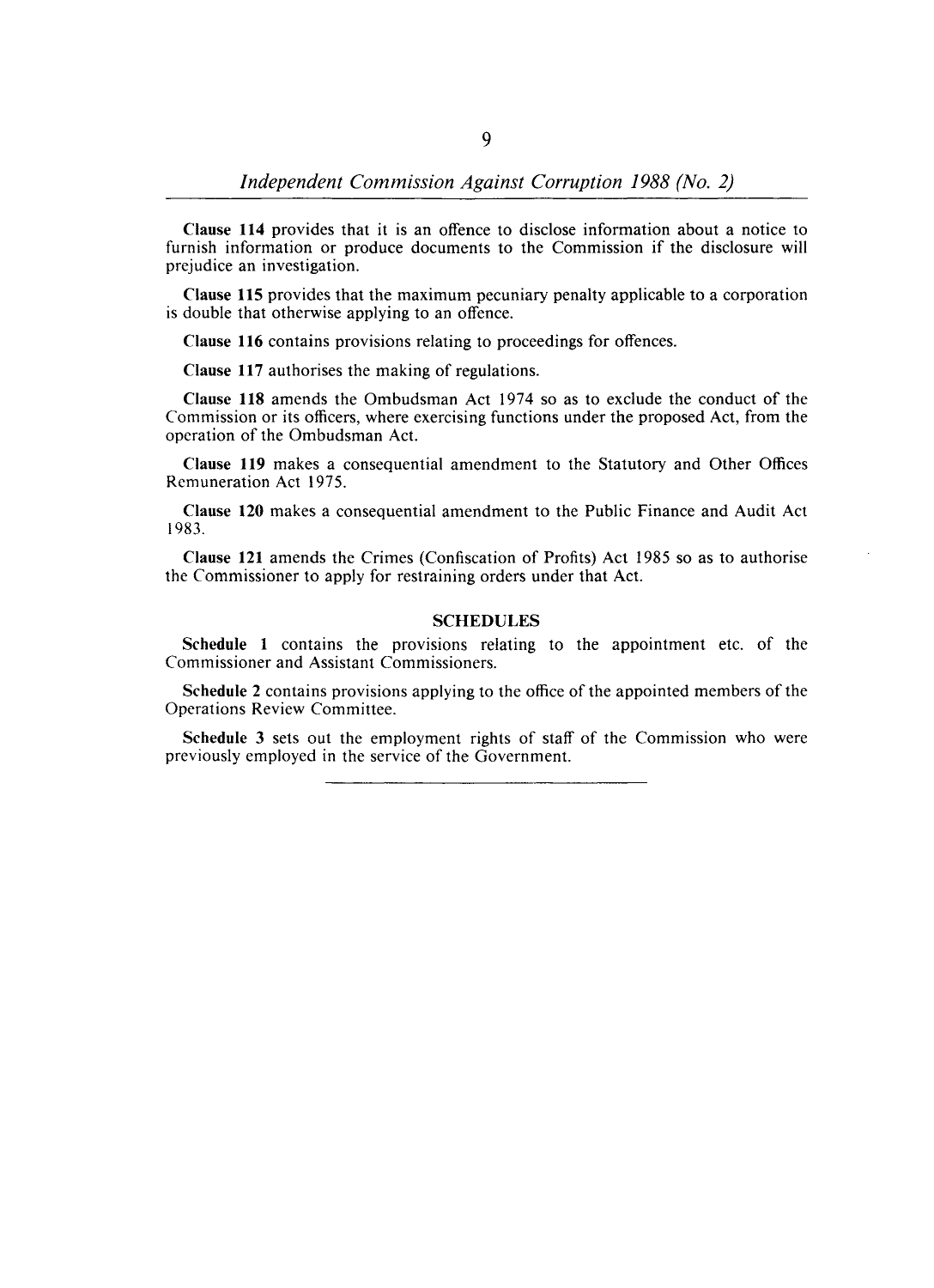**Clause 114** provides that it is an offence to disclose information about a notice to furnish information or produce documents to the Commission if the disclosure will prejudice an investigation.

**Clause 115** provides that the maximum pecuniary penalty applicable to a corporation is double that otherwise applying to an offence.

**Clause 116** contains provisions relating to proceedings for offences.

**Clause 117** authorises the making of regulations.

**Clause 118** amends the Ombudsman Act 1974 so as to exclude the conduct of the Commission or its officers, where exercising functions under the proposed Act, from the operation of the Ombudsman Act.

**Clause 119** makes a consequential amendment to the Statutory and Other Offices Remuneration Act 1975.

**Clause 120** makes a consequential amendment to the Public Finance and Audit Act 1983.

**Clause 121** amends the Crimes (Confiscation of Profits) Act 1985 so as to authorise the Commissioner to apply for restraining orders under that Act.

## SCHEDULES

**Schedule 1** contains the provisions relating to the appointment etc. of the Commissioner and Assistant Commissioners.

**Schedule 2** contains provisions applying to the office of the appointed members of the Operations Review Committee.

**Schedule 3** sets out the employment rights of staff of the Commission who were previously employed in the service of the Government.